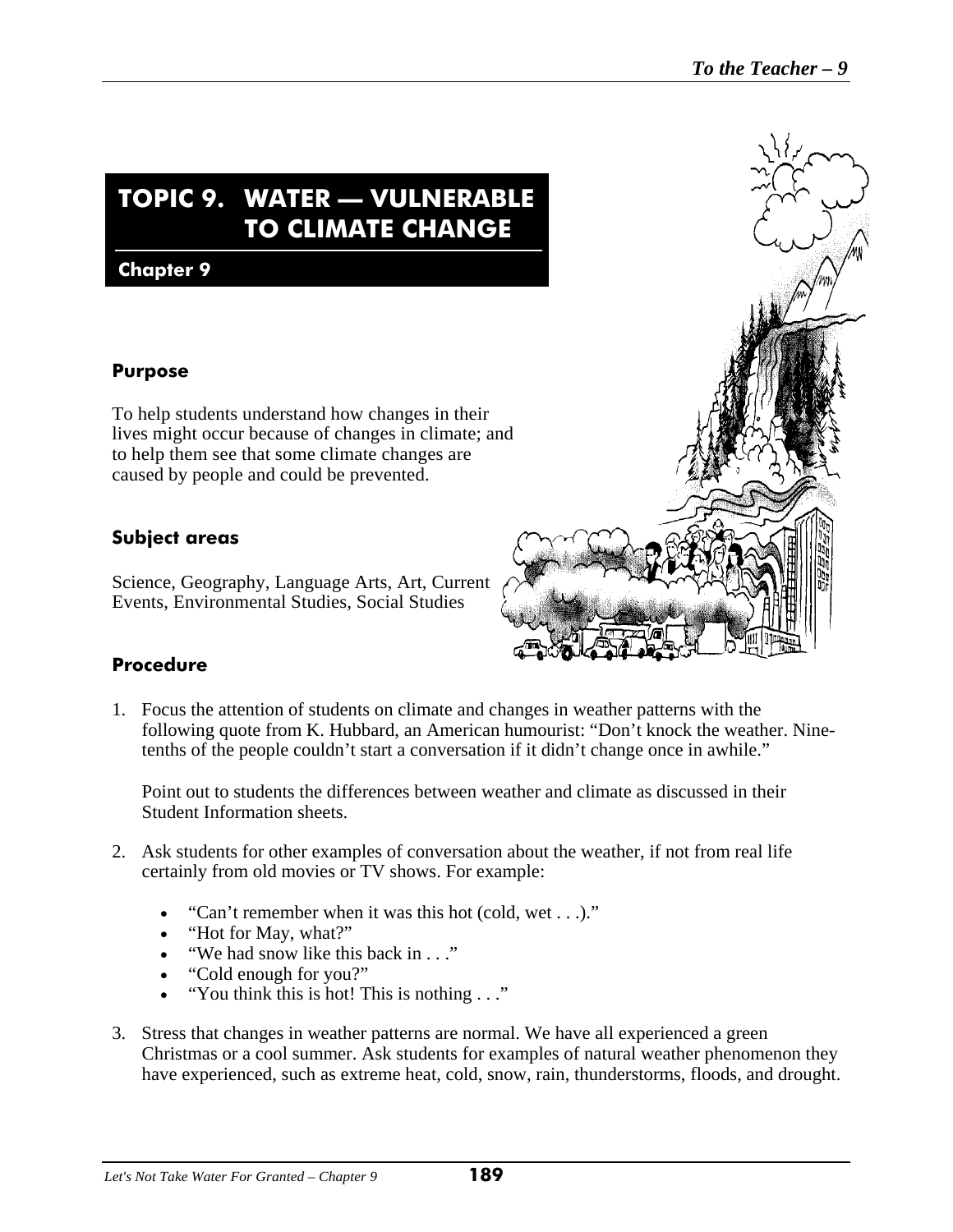# TOPIC 9. WATER — VULNERABLE TO CLIMATE CHANGE

**Chapter 9**

## Purpose

To help students understand how changes in their lives might occur because of changes in climate; and to help them see that some climate changes are caused by people and could be prevented.

## Subject areas

Science, Geography, Language Arts, Art, Current Events, Environmental Studies, Social Studies

## Procedure

1. Focus the attention of students on climate and changes in weather patterns with the following quote from K. Hubbard, an American humourist: "Don't knock the weather. Nine-tenths of the people couldn't start a conversation if it didn't change once in awhile."

   Point out to students the differences between weather and climate as discussed in their Student Information sheets.

2. Ask students for other examples of conversation about the weather, if not from real life certainly from old movies or TV shows. For example:

   - "Can't remember when it was this hot (cold, wet . . .)."
   - "Hot for May, what?"
   - "We had snow like this back in . . ."
   - "Cold enough for you?"
   - "You think this is hot! This is nothing . . ."

3. Stress that changes in weather patterns are normal. We have all experienced a green Christmas or a cool summer. Ask students for examples of natural weather phenomenon they have experienced, such as extreme heat, cold, snow, rain, thunderstorms, floods, and drought.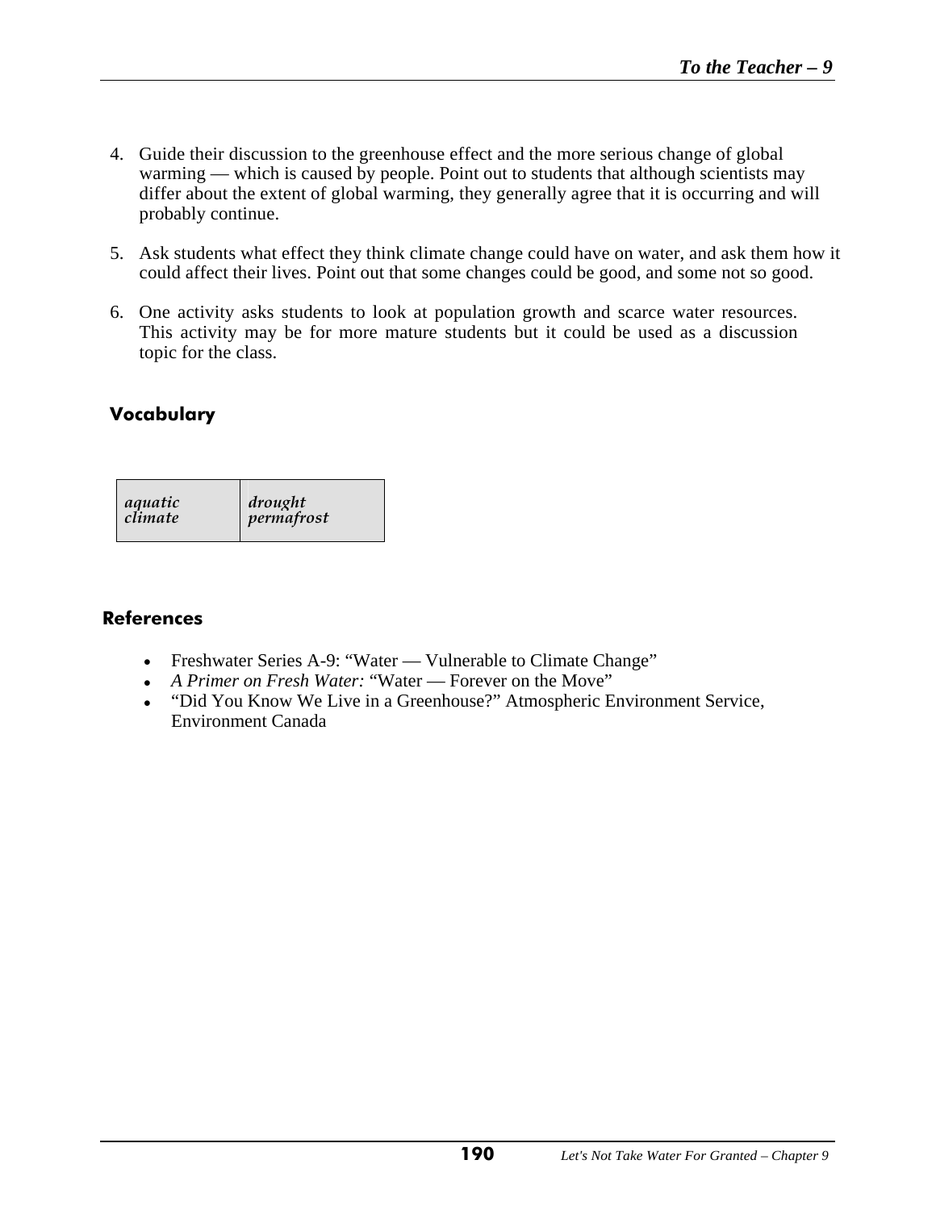4. Guide their discussion to the greenhouse effect and the more serious change of global warming — which is caused by people. Point out to students that although scientists may differ about the extent of global warming, they generally agree that it is occurring and will probably continue.

5. Ask students what effect they think climate change could have on water, and ask them how it could affect their lives. Point out that some changes could be good, and some not so good.

6. One activity asks students to look at population growth and scarce water resources. This activity may be for more mature students but it could be used as a discussion topic for the class.

## Vocabulary

| | |
|---|---|
| *aquatic* | *drought* |
| *climate* | *permafrost* |

## References

- Freshwater Series A-9: "Water — Vulnerable to Climate Change"
- *A Primer on Fresh Water:* "Water — Forever on the Move"
- "Did You Know We Live in a Greenhouse?" Atmospheric Environment Service, Environment Canada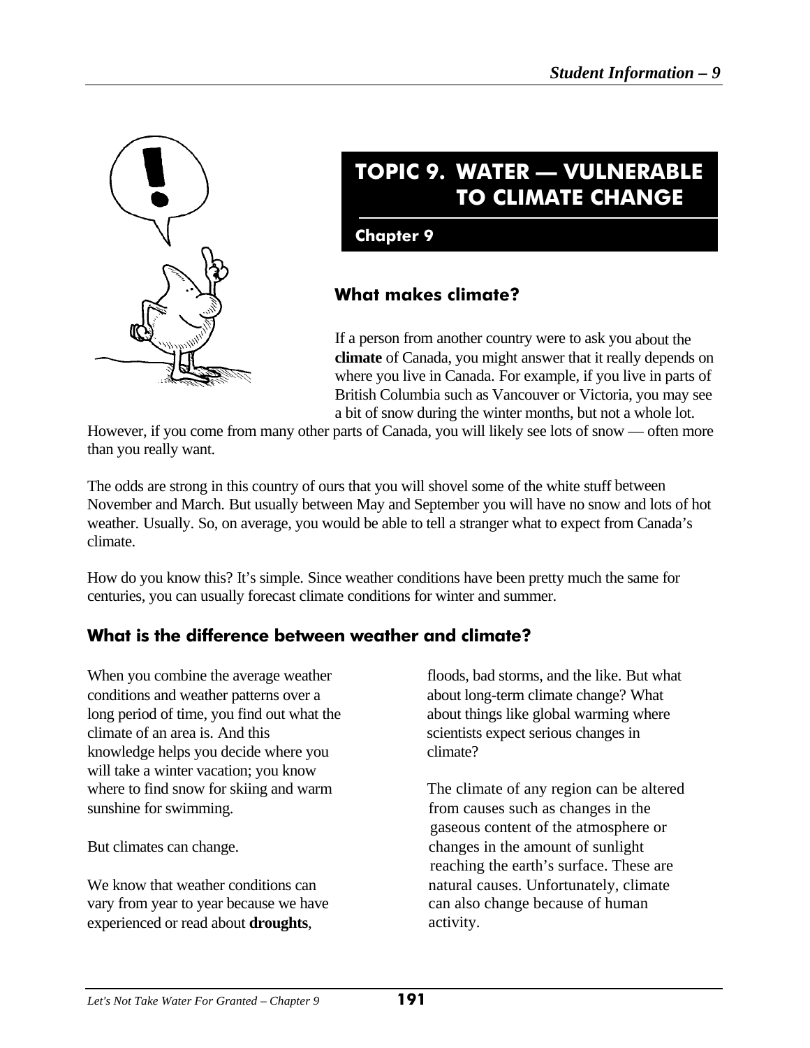# TOPIC 9. WATER — VULNERABLE TO CLIMATE CHANGE

**Chapter 9**

## What makes climate?

If a person from another country were to ask you about the **climate** of Canada, you might answer that it really depends on where you live in Canada. For example, if you live in parts of British Columbia such as Vancouver or Victoria, you may see a bit of snow during the winter months, but not a whole lot. However, if you come from many other parts of Canada, you will likely see lots of snow — often more than you really want.

The odds are strong in this country of ours that you will shovel some of the white stuff between November and March. But usually between May and September you will have no snow and lots of hot weather. Usually. So, on average, you would be able to tell a stranger what to expect from Canada's climate.

How do you know this? It's simple. Since weather conditions have been pretty much the same for centuries, you can usually forecast climate conditions for winter and summer.

## What is the difference between weather and climate?

When you combine the average weather conditions and weather patterns over a long period of time, you find out what the climate of an area is. And this knowledge helps you decide where you will take a winter vacation; you know where to find snow for skiing and warm sunshine for swimming.

But climates can change.

We know that weather conditions can vary from year to year because we have experienced or read about **droughts**, floods, bad storms, and the like. But what about long-term climate change? What about things like global warming where scientists expect serious changes in climate?

The climate of any region can be altered from causes such as changes in the gaseous content of the atmosphere or changes in the amount of sunlight reaching the earth's surface. These are natural causes. Unfortunately, climate can also change because of human activity.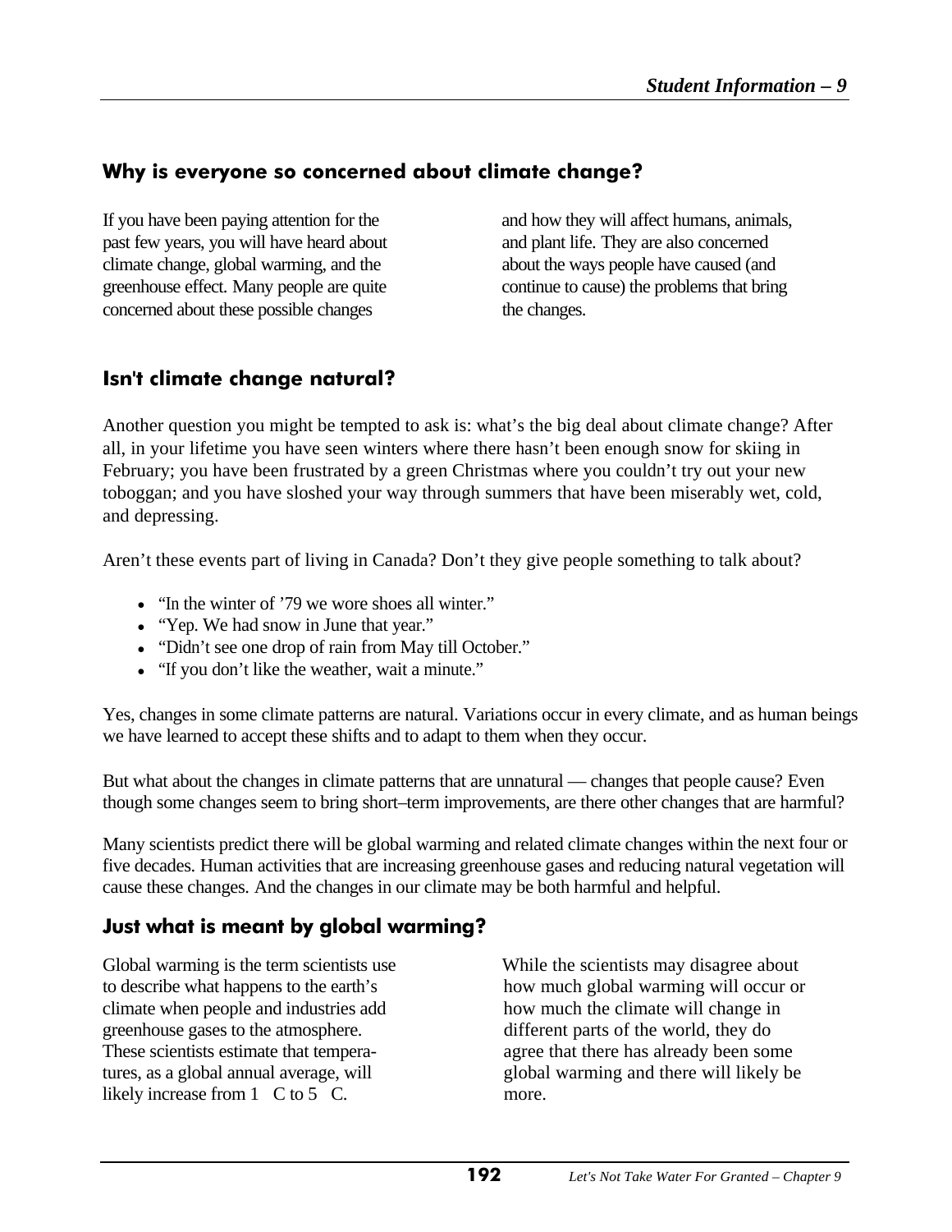## Why is everyone so concerned about climate change?

If you have been paying attention for the past few years, you will have heard about climate change, global warming, and the greenhouse effect. Many people are quite concerned about these possible changes and how they will affect humans, animals, and plant life. They are also concerned about the ways people have caused (and continue to cause) the problems that bring the changes.

## Isn't climate change natural?

Another question you might be tempted to ask is: what's the big deal about climate change? After all, in your lifetime you have seen winters where there hasn't been enough snow for skiing in February; you have been frustrated by a green Christmas where you couldn't try out your new toboggan; and you have sloshed your way through summers that have been miserably wet, cold, and depressing.

Aren't these events part of living in Canada? Don't they give people something to talk about?

- "In the winter of '79 we wore shoes all winter."
- "Yep. We had snow in June that year."
- "Didn't see one drop of rain from May till October."
- "If you don't like the weather, wait a minute."

Yes, changes in some climate patterns are natural. Variations occur in every climate, and as human beings we have learned to accept these shifts and to adapt to them when they occur.

But what about the changes in climate patterns that are unnatural — changes that people cause? Even though some changes seem to bring short–term improvements, are there other changes that are harmful?

Many scientists predict there will be global warming and related climate changes within the next four or five decades. Human activities that are increasing greenhouse gases and reducing natural vegetation will cause these changes. And the changes in our climate may be both harmful and helpful.

## Just what is meant by global warming?

Global warming is the term scientists use to describe what happens to the earth's climate when people and industries add greenhouse gases to the atmosphere. These scientists estimate that temperatures, as a global annual average, will likely increase from 1 C to 5 C.

While the scientists may disagree about how much global warming will occur or how much the climate will change in different parts of the world, they do agree that there has already been some global warming and there will likely be more.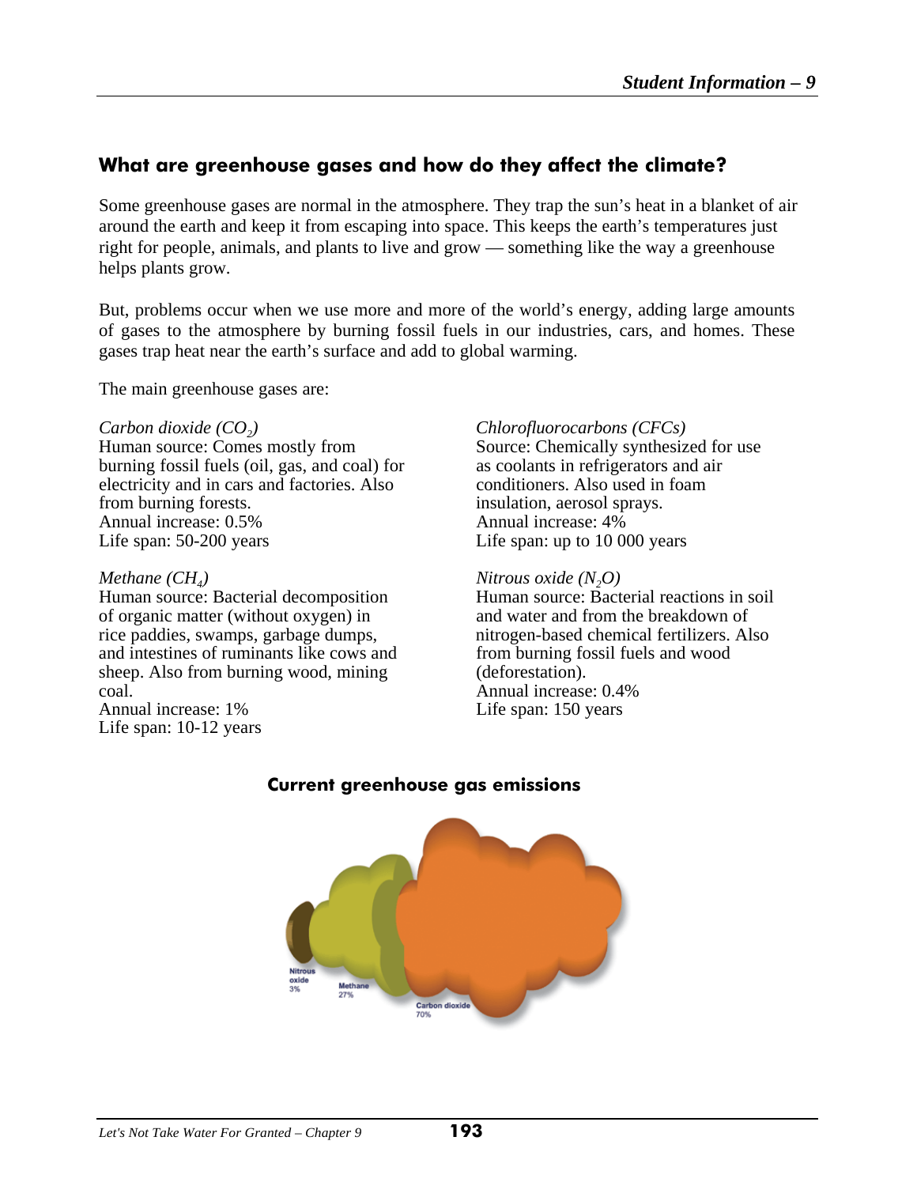## What are greenhouse gases and how do they affect the climate?

Some greenhouse gases are normal in the atmosphere. They trap the sun's heat in a blanket of air around the earth and keep it from escaping into space. This keeps the earth's temperatures just right for people, animals, and plants to live and grow — something like the way a greenhouse helps plants grow.

But, problems occur when we use more and more of the world's energy, adding large amounts of gases to the atmosphere by burning fossil fuels in our industries, cars, and homes. These gases trap heat near the earth's surface and add to global warming.

The main greenhouse gases are:

*Carbon dioxide ($CO_2$)*
Human source: Comes mostly from burning fossil fuels (oil, gas, and coal) for electricity and in cars and factories. Also from burning forests.
Annual increase: 0.5%
Life span: 50-200 years

*Methane ($CH_4$)*
Human source: Bacterial decomposition of organic matter (without oxygen) in rice paddies, swamps, garbage dumps, and intestines of ruminants like cows and sheep. Also from burning wood, mining coal.
Annual increase: 1%
Life span: 10-12 years

*Chlorofluorocarbons (CFCs)*
Source: Chemically synthesized for use as coolants in refrigerators and air conditioners. Also used in foam insulation, aerosol sprays.
Annual increase: 4%
Life span: up to 10 000 years

*Nitrous oxide ($N_2O$)*
Human source: Bacterial reactions in soil and water and from the breakdown of nitrogen-based chemical fertilizers. Also from burning fossil fuels and wood (deforestation).
Annual increase: 0.4%
Life span: 150 years

### Current greenhouse gas emissions

Nitrous oxide 3%

Methane 27%

Carbon dioxide 70%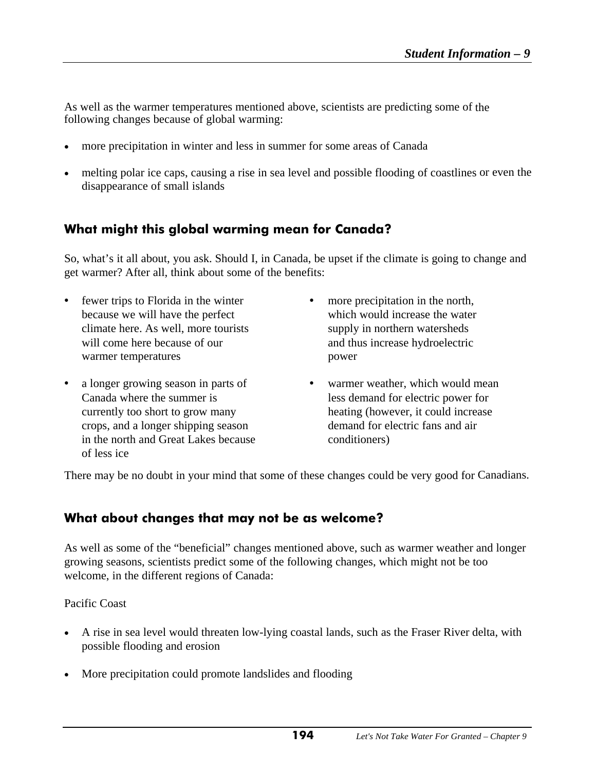As well as the warmer temperatures mentioned above, scientists are predicting some of the following changes because of global warming:

- more precipitation in winter and less in summer for some areas of Canada
- melting polar ice caps, causing a rise in sea level and possible flooding of coastlines or even the disappearance of small islands

## What might this global warming mean for Canada?

So, what's it all about, you ask. Should I, in Canada, be upset if the climate is going to change and get warmer? After all, think about some of the benefits:

- fewer trips to Florida in the winter because we will have the perfect climate here. As well, more tourists will come here because of our warmer temperatures
- a longer growing season in parts of Canada where the summer is currently too short to grow many crops, and a longer shipping season in the north and Great Lakes because of less ice
- more precipitation in the north, which would increase the water supply in northern watersheds and thus increase hydroelectric power
- warmer weather, which would mean less demand for electric power for heating (however, it could increase demand for electric fans and air conditioners)

There may be no doubt in your mind that some of these changes could be very good for Canadians.

## What about changes that may not be as welcome?

As well as some of the "beneficial" changes mentioned above, such as warmer weather and longer growing seasons, scientists predict some of the following changes, which might not be too welcome, in the different regions of Canada:

Pacific Coast

- A rise in sea level would threaten low-lying coastal lands, such as the Fraser River delta, with possible flooding and erosion
- More precipitation could promote landslides and flooding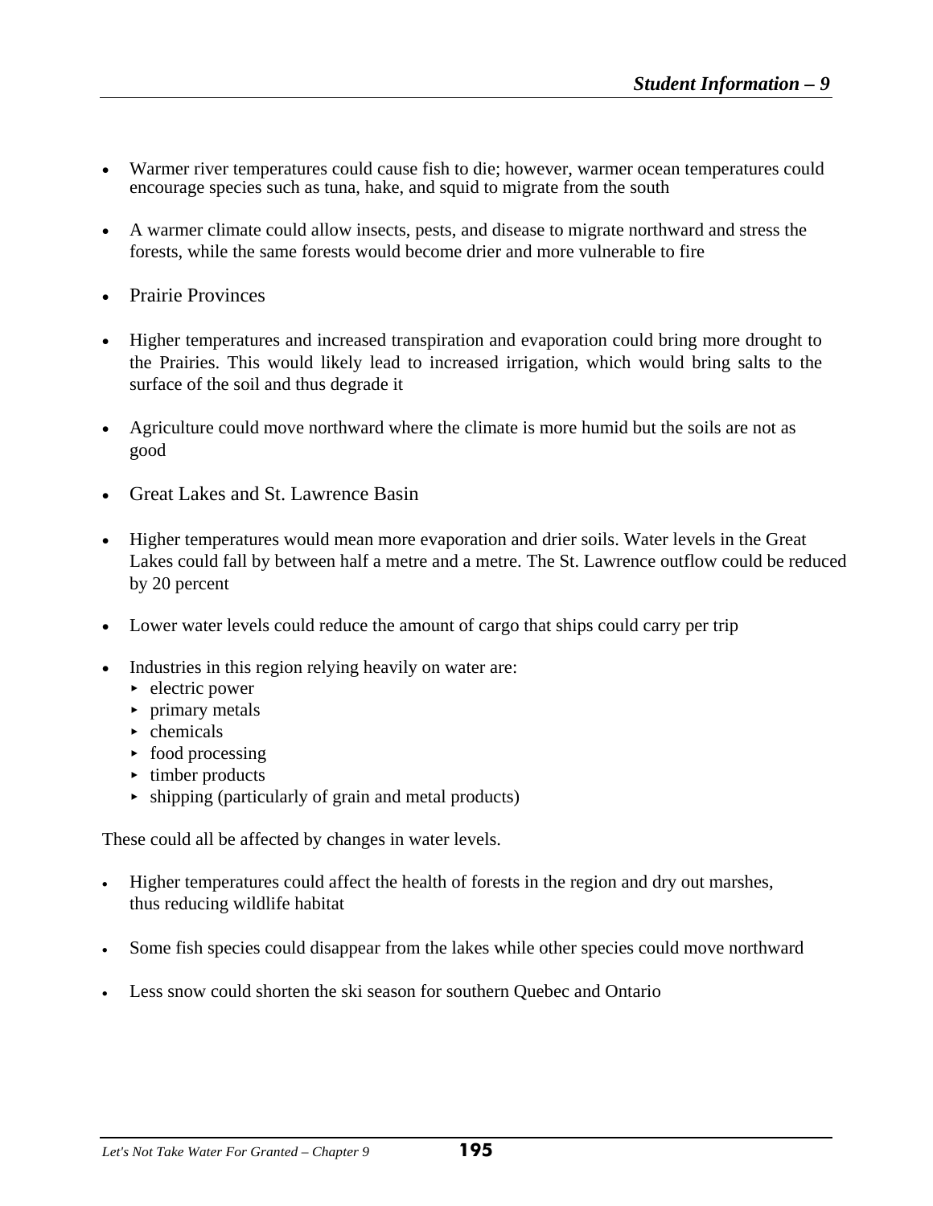- Warmer river temperatures could cause fish to die; however, warmer ocean temperatures could encourage species such as tuna, hake, and squid to migrate from the south

- A warmer climate could allow insects, pests, and disease to migrate northward and stress the forests, while the same forests would become drier and more vulnerable to fire

- Prairie Provinces

- Higher temperatures and increased transpiration and evaporation could bring more drought to the Prairies. This would likely lead to increased irrigation, which would bring salts to the surface of the soil and thus degrade it

- Agriculture could move northward where the climate is more humid but the soils are not as good

- Great Lakes and St. Lawrence Basin

- Higher temperatures would mean more evaporation and drier soils. Water levels in the Great Lakes could fall by between half a metre and a metre. The St. Lawrence outflow could be reduced by 20 percent

- Lower water levels could reduce the amount of cargo that ships could carry per trip

- Industries in this region relying heavily on water are:
  - electric power
  - primary metals
  - chemicals
  - food processing
  - timber products
  - shipping (particularly of grain and metal products)

These could all be affected by changes in water levels.

- Higher temperatures could affect the health of forests in the region and dry out marshes, thus reducing wildlife habitat

- Some fish species could disappear from the lakes while other species could move northward

- Less snow could shorten the ski season for southern Quebec and Ontario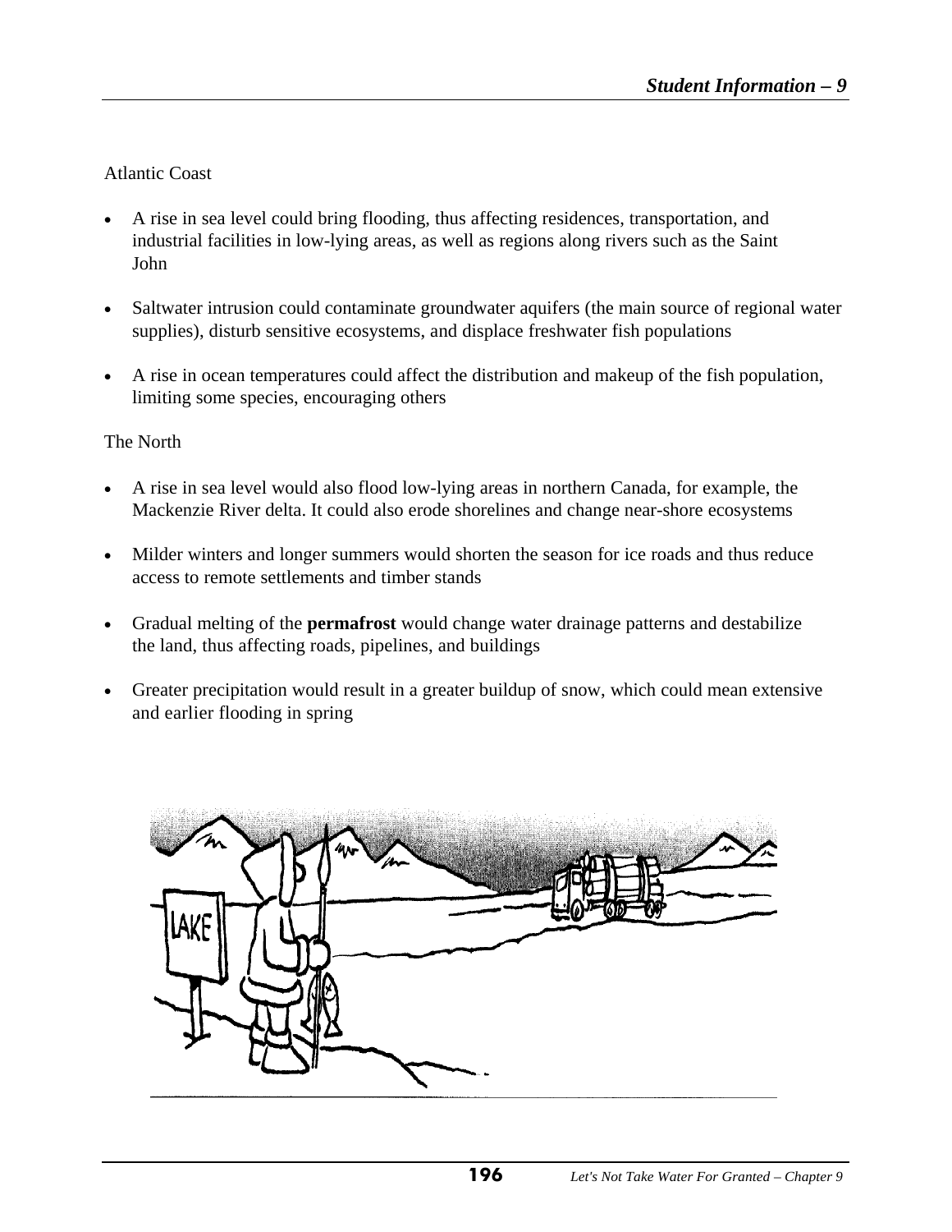Atlantic Coast

- A rise in sea level could bring flooding, thus affecting residences, transportation, and industrial facilities in low-lying areas, as well as regions along rivers such as the Saint John
- Saltwater intrusion could contaminate groundwater aquifers (the main source of regional water supplies), disturb sensitive ecosystems, and displace freshwater fish populations
- A rise in ocean temperatures could affect the distribution and makeup of the fish population, limiting some species, encouraging others

The North

- A rise in sea level would also flood low-lying areas in northern Canada, for example, the Mackenzie River delta. It could also erode shorelines and change near-shore ecosystems
- Milder winters and longer summers would shorten the season for ice roads and thus reduce access to remote settlements and timber stands
- Gradual melting of the **permafrost** would change water drainage patterns and destabilize the land, thus affecting roads, pipelines, and buildings
- Greater precipitation would result in a greater buildup of snow, which could mean extensive and earlier flooding in spring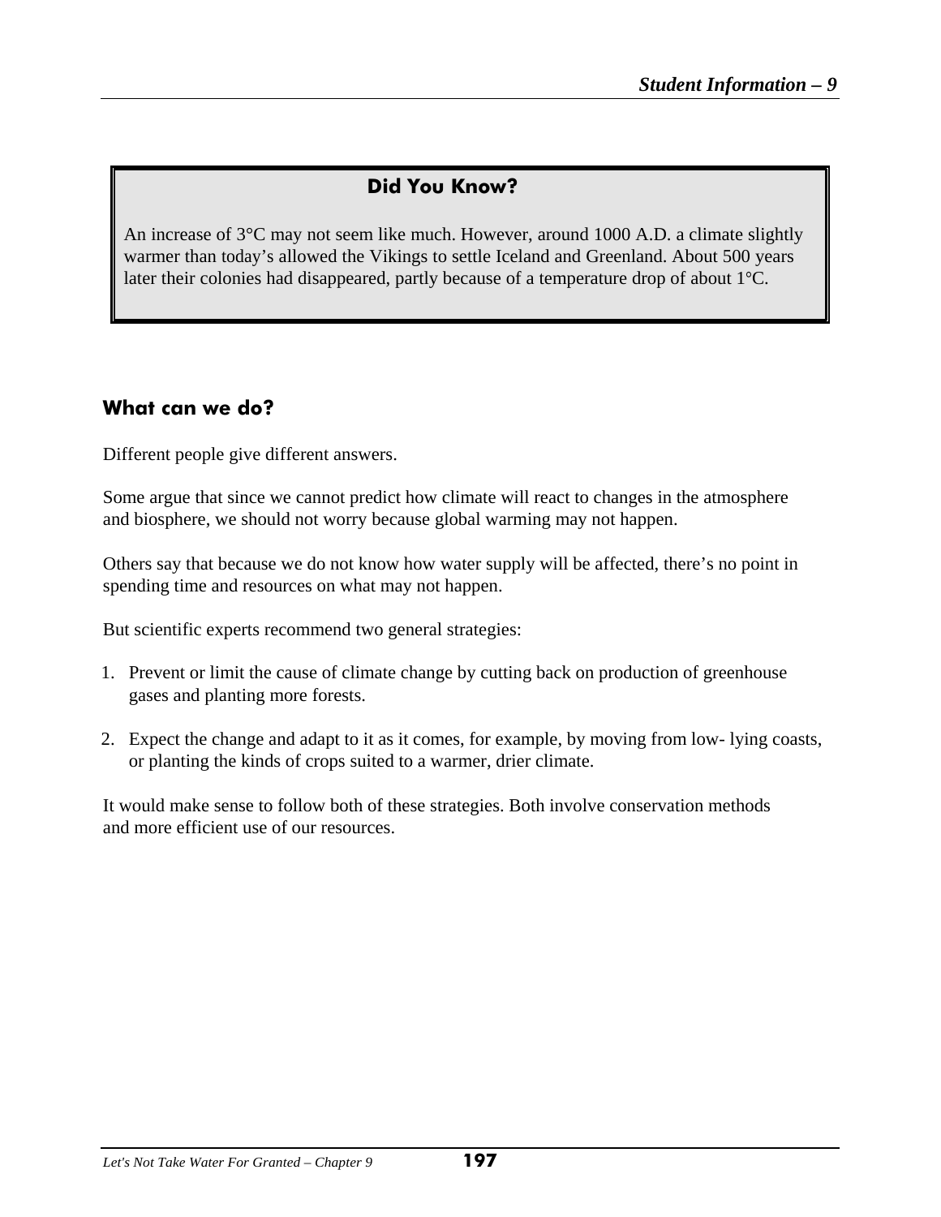### Did You Know?

An increase of 3°C may not seem like much. However, around 1000 A.D. a climate slightly warmer than today's allowed the Vikings to settle Iceland and Greenland. About 500 years later their colonies had disappeared, partly because of a temperature drop of about 1°C.

## What can we do?

Different people give different answers.

Some argue that since we cannot predict how climate will react to changes in the atmosphere and biosphere, we should not worry because global warming may not happen.

Others say that because we do not know how water supply will be affected, there's no point in spending time and resources on what may not happen.

But scientific experts recommend two general strategies:

1. Prevent or limit the cause of climate change by cutting back on production of greenhouse gases and planting more forests.

2. Expect the change and adapt to it as it comes, for example, by moving from low- lying coasts, or planting the kinds of crops suited to a warmer, drier climate.

It would make sense to follow both of these strategies. Both involve conservation methods and more efficient use of our resources.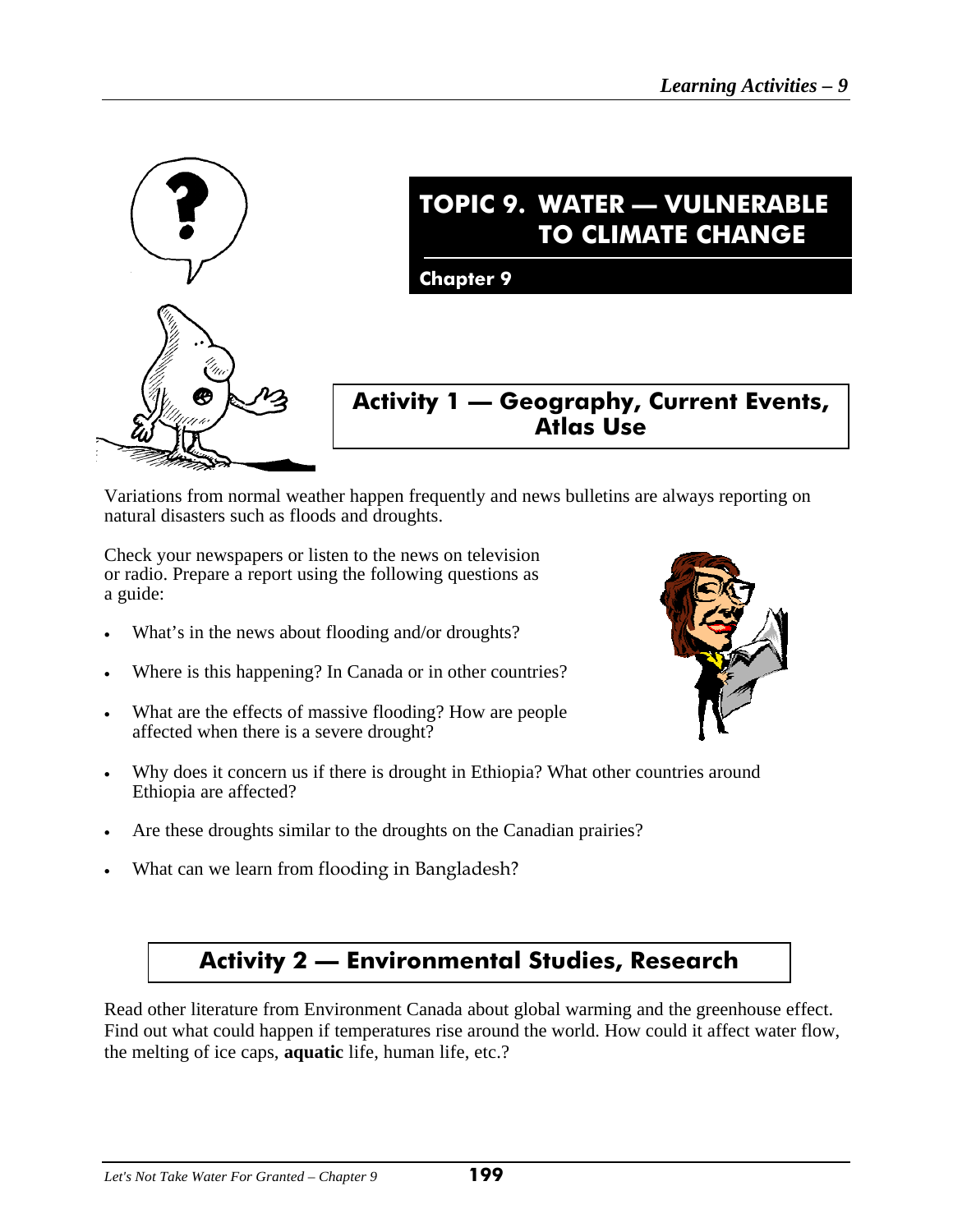# TOPIC 9. WATER — VULNERABLE TO CLIMATE CHANGE

**Chapter 9**

## Activity 1 — Geography, Current Events, Atlas Use

Variations from normal weather happen frequently and news bulletins are always reporting on natural disasters such as floods and droughts.

Check your newspapers or listen to the news on television or radio. Prepare a report using the following questions as a guide:

- What's in the news about flooding and/or droughts?
- Where is this happening? In Canada or in other countries?
- What are the effects of massive flooding? How are people affected when there is a severe drought?
- Why does it concern us if there is drought in Ethiopia? What other countries around Ethiopia are affected?
- Are these droughts similar to the droughts on the Canadian prairies?
- What can we learn from flooding in Bangladesh?

## Activity 2 — Environmental Studies, Research

Read other literature from Environment Canada about global warming and the greenhouse effect. Find out what could happen if temperatures rise around the world. How could it affect water flow, the melting of ice caps, **aquatic** life, human life, etc.?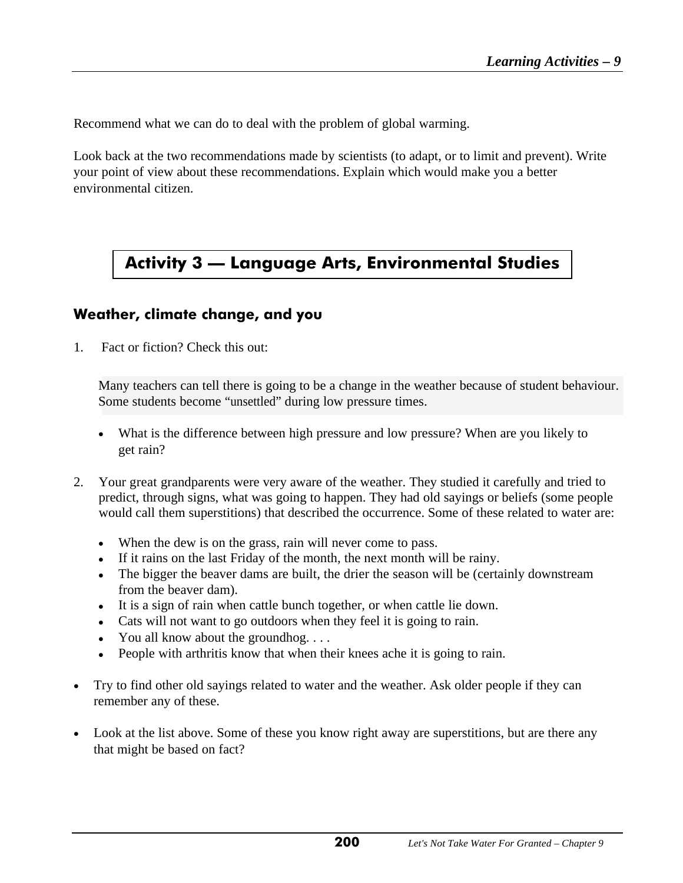Recommend what we can do to deal with the problem of global warming.

Look back at the two recommendations made by scientists (to adapt, or to limit and prevent). Write your point of view about these recommendations. Explain which would make you a better environmental citizen.

## Activity 3 — Language Arts, Environmental Studies

### Weather, climate change, and you

1. Fact or fiction? Check this out:

   > Many teachers can tell there is going to be a change in the weather because of student behaviour. Some students become "unsettled" during low pressure times.

   - What is the difference between high pressure and low pressure? When are you likely to get rain?

2. Your great grandparents were very aware of the weather. They studied it carefully and tried to predict, through signs, what was going to happen. They had old sayings or beliefs (some people would call them superstitions) that described the occurrence. Some of these related to water are:

   - When the dew is on the grass, rain will never come to pass.
   - If it rains on the last Friday of the month, the next month will be rainy.
   - The bigger the beaver dams are built, the drier the season will be (certainly downstream from the beaver dam).
   - It is a sign of rain when cattle bunch together, or when cattle lie down.
   - Cats will not want to go outdoors when they feel it is going to rain.
   - You all know about the groundhog. . . .
   - People with arthritis know that when their knees ache it is going to rain.

- Try to find other old sayings related to water and the weather. Ask older people if they can remember any of these.

- Look at the list above. Some of these you know right away are superstitions, but are there any that might be based on fact?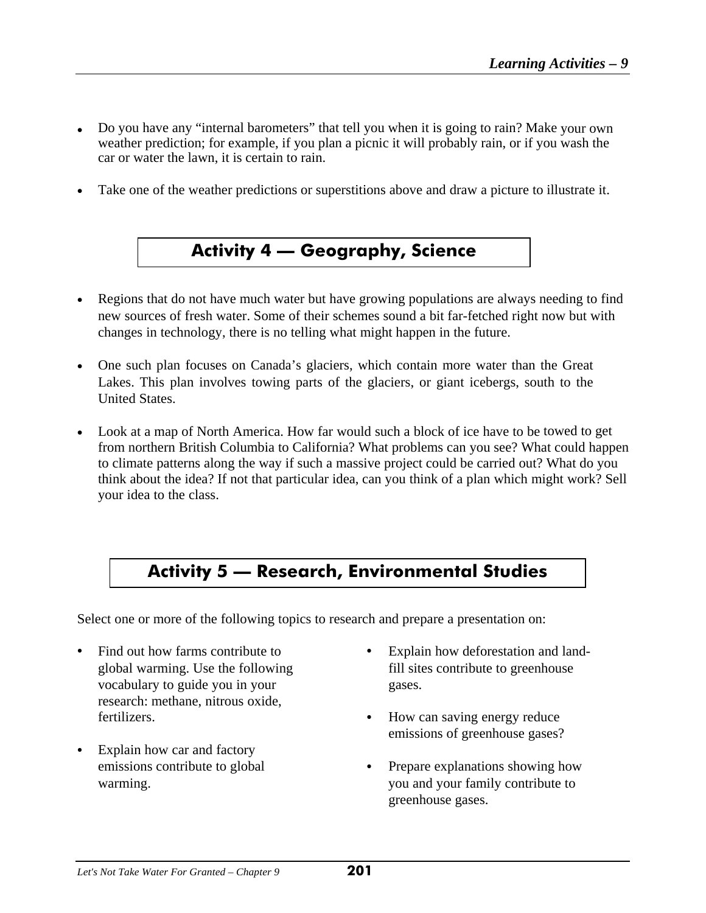- Do you have any "internal barometers" that tell you when it is going to rain? Make your own weather prediction; for example, if you plan a picnic it will probably rain, or if you wash the car or water the lawn, it is certain to rain.

- Take one of the weather predictions or superstitions above and draw a picture to illustrate it.

## Activity 4 — Geography, Science

- Regions that do not have much water but have growing populations are always needing to find new sources of fresh water. Some of their schemes sound a bit far-fetched right now but with changes in technology, there is no telling what might happen in the future.

- One such plan focuses on Canada's glaciers, which contain more water than the Great Lakes. This plan involves towing parts of the glaciers, or giant icebergs, south to the United States.

- Look at a map of North America. How far would such a block of ice have to be towed to get from northern British Columbia to California? What problems can you see? What could happen to climate patterns along the way if such a massive project could be carried out? What do you think about the idea? If not that particular idea, can you think of a plan which might work? Sell your idea to the class.

## Activity 5 — Research, Environmental Studies

Select one or more of the following topics to research and prepare a presentation on:

- Find out how farms contribute to global warming. Use the following vocabulary to guide you in your research: methane, nitrous oxide, fertilizers.

- Explain how car and factory emissions contribute to global warming.

- Explain how deforestation and land-fill sites contribute to greenhouse gases.

- How can saving energy reduce emissions of greenhouse gases?

- Prepare explanations showing how you and your family contribute to greenhouse gases.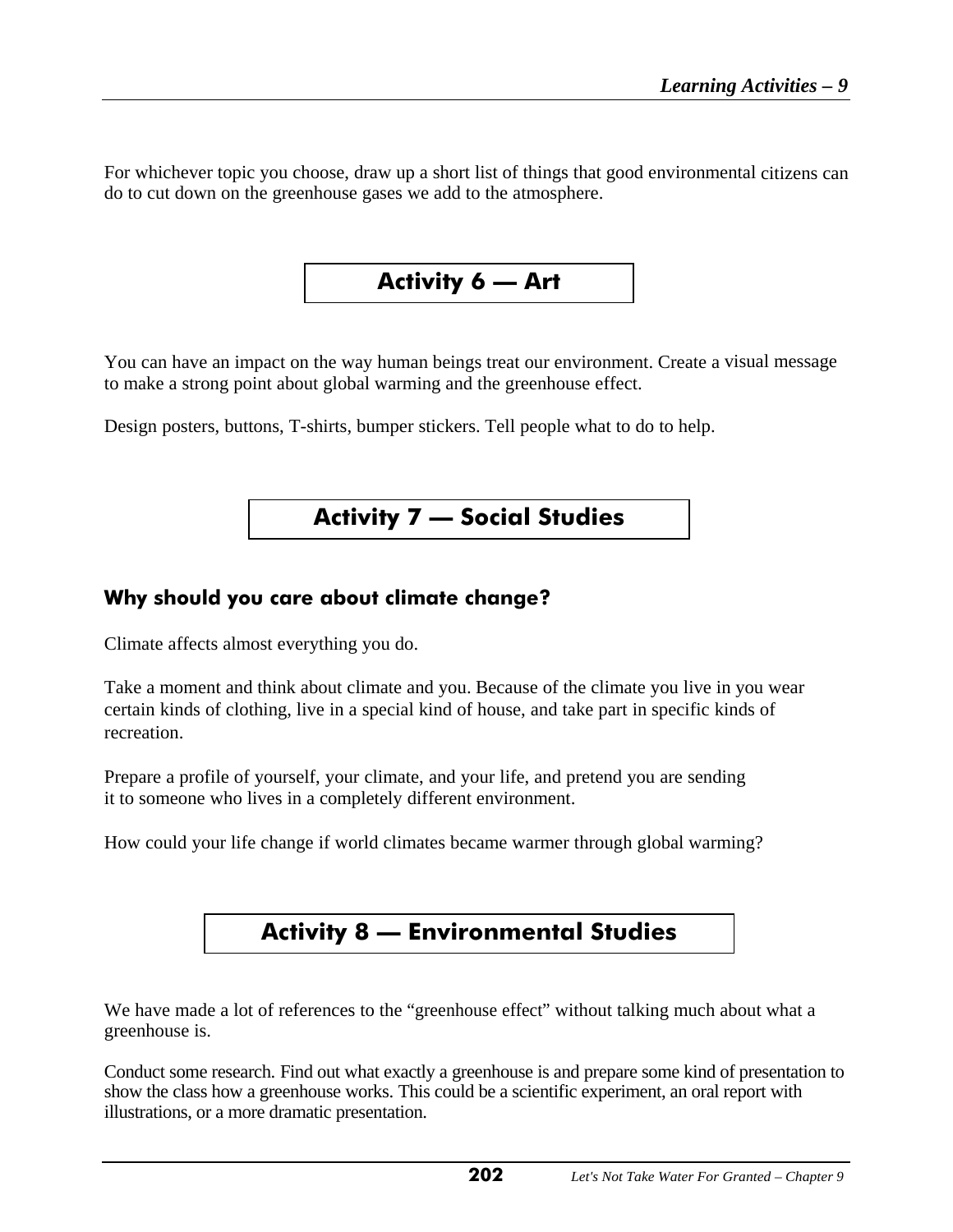For whichever topic you choose, draw up a short list of things that good environmental citizens can do to cut down on the greenhouse gases we add to the atmosphere.

## Activity 6 — Art

You can have an impact on the way human beings treat our environment. Create a visual message to make a strong point about global warming and the greenhouse effect.

Design posters, buttons, T-shirts, bumper stickers. Tell people what to do to help.

## Activity 7 — Social Studies

### Why should you care about climate change?

Climate affects almost everything you do.

Take a moment and think about climate and you. Because of the climate you live in you wear certain kinds of clothing, live in a special kind of house, and take part in specific kinds of recreation.

Prepare a profile of yourself, your climate, and your life, and pretend you are sending it to someone who lives in a completely different environment.

How could your life change if world climates became warmer through global warming?

## Activity 8 — Environmental Studies

We have made a lot of references to the "greenhouse effect" without talking much about what a greenhouse is.

Conduct some research. Find out what exactly a greenhouse is and prepare some kind of presentation to show the class how a greenhouse works. This could be a scientific experiment, an oral report with illustrations, or a more dramatic presentation.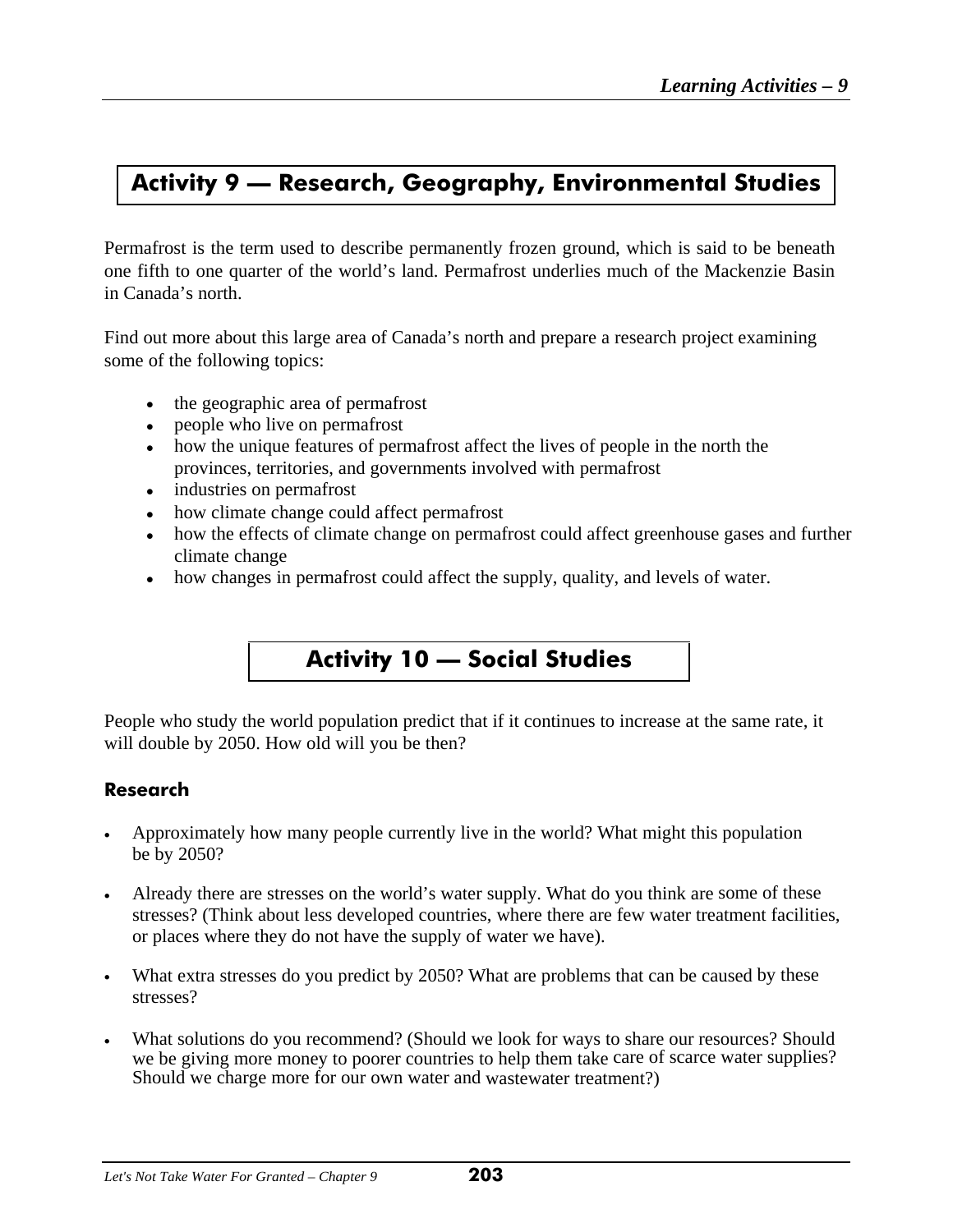## Activity 9 — Research, Geography, Environmental Studies

Permafrost is the term used to describe permanently frozen ground, which is said to be beneath one fifth to one quarter of the world's land. Permafrost underlies much of the Mackenzie Basin in Canada's north.

Find out more about this large area of Canada's north and prepare a research project examining some of the following topics:

- the geographic area of permafrost
- people who live on permafrost
- how the unique features of permafrost affect the lives of people in the north the provinces, territories, and governments involved with permafrost
- industries on permafrost
- how climate change could affect permafrost
- how the effects of climate change on permafrost could affect greenhouse gases and further climate change
- how changes in permafrost could affect the supply, quality, and levels of water.

## Activity 10 — Social Studies

People who study the world population predict that if it continues to increase at the same rate, it will double by 2050. How old will you be then?

### Research

- Approximately how many people currently live in the world? What might this population be by 2050?
- Already there are stresses on the world's water supply. What do you think are some of these stresses? (Think about less developed countries, where there are few water treatment facilities, or places where they do not have the supply of water we have).
- What extra stresses do you predict by 2050? What are problems that can be caused by these stresses?
- What solutions do you recommend? (Should we look for ways to share our resources? Should we be giving more money to poorer countries to help them take care of scarce water supplies? Should we charge more for our own water and wastewater treatment?)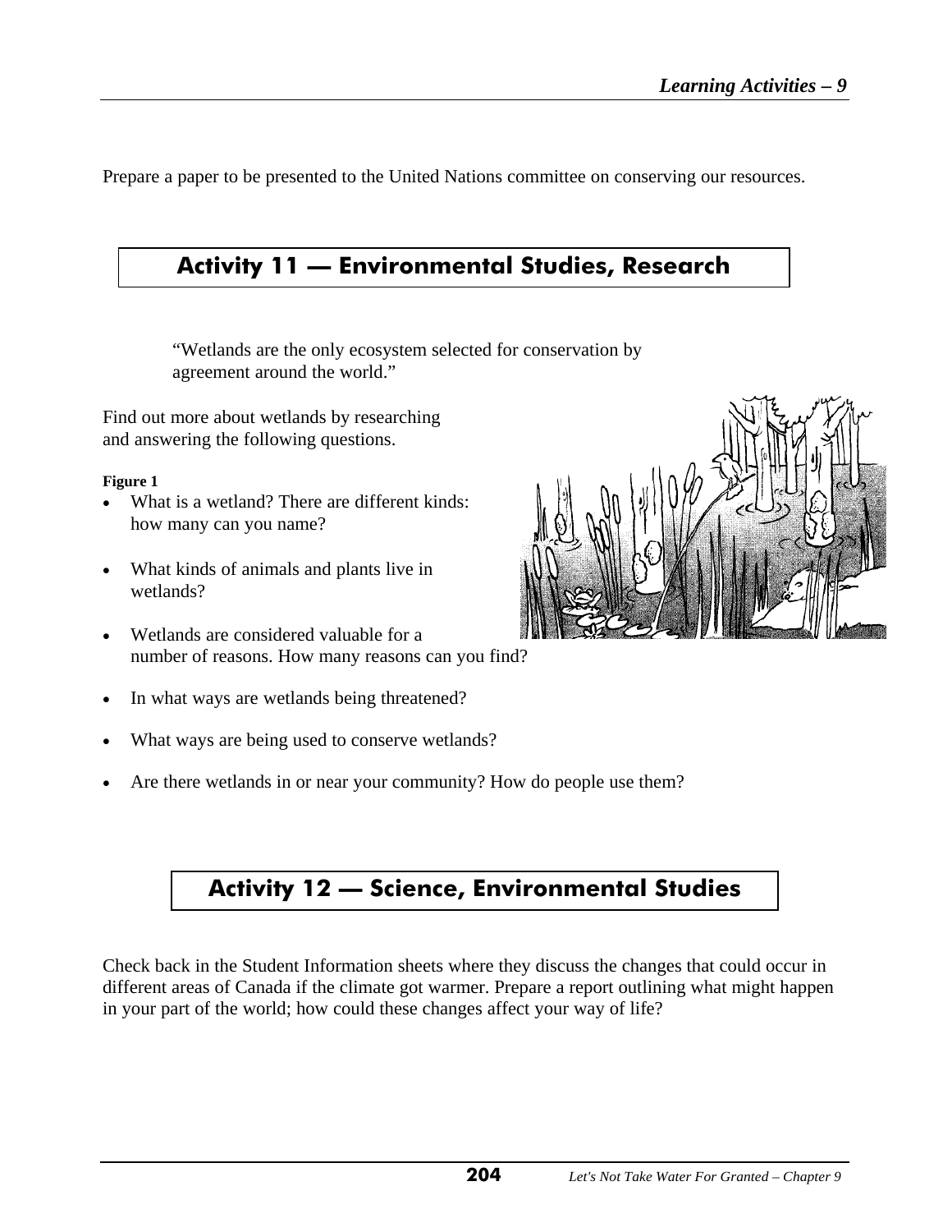Prepare a paper to be presented to the United Nations committee on conserving our resources.

## Activity 11 — Environmental Studies, Research

> "Wetlands are the only ecosystem selected for conservation by agreement around the world."

Find out more about wetlands by researching and answering the following questions.

**Figure 1**

- What is a wetland? There are different kinds: how many can you name?
- What kinds of animals and plants live in wetlands?
- Wetlands are considered valuable for a number of reasons. How many reasons can you find?
- In what ways are wetlands being threatened?
- What ways are being used to conserve wetlands?
- Are there wetlands in or near your community? How do people use them?

## Activity 12 — Science, Environmental Studies

Check back in the Student Information sheets where they discuss the changes that could occur in different areas of Canada if the climate got warmer. Prepare a report outlining what might happen in your part of the world; how could these changes affect your way of life?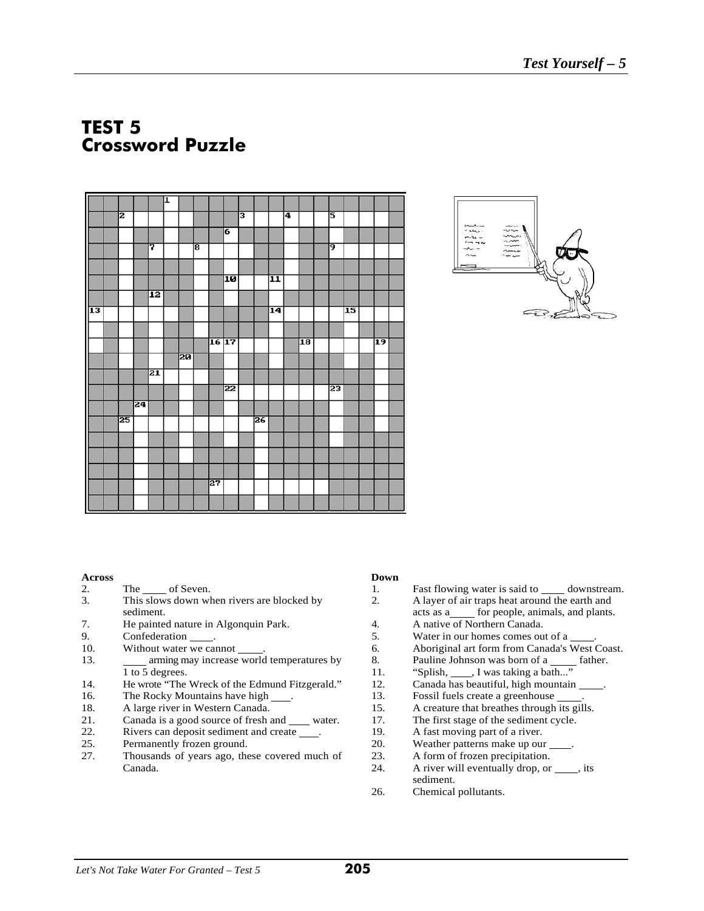# TEST 5
## Crossword Puzzle

**Across**

2. The ____ of Seven.
3. This slows down when rivers are blocked by sediment.
7. He painted nature in Algonquin Park.
9. Confederation ____.
10. Without water we cannot ____.
13. ____ arming may increase world temperatures by 1 to 5 degrees.
14. He wrote "The Wreck of the Edmund Fitzgerald."
16. The Rocky Mountains have high ____.
18. A large river in Western Canada.
21. Canada is a good source of fresh and ____ water.
22. Rivers can deposit sediment and create ____.
25. Permanently frozen ground.
27. Thousands of years ago, these covered much of Canada.

**Down**

1. Fast flowing water is said to ____ downstream.
2. A layer of air traps heat around the earth and acts as a ____ for people, animals, and plants.
4. A native of Northern Canada.
5. Water in our homes comes out of a ____.
6. Aboriginal art form from Canada's West Coast.
8. Pauline Johnson was born of a ____ father.
11. "Splish, ____, I was taking a bath..."
12. Canada has beautiful, high mountain ____.
13. Fossil fuels create a greenhouse ____.
15. A creature that breathes through its gills.
17. The first stage of the sediment cycle.
19. A fast moving part of a river.
20. Weather patterns make up our ____.
23. A form of frozen precipitation.
24. A river will eventually drop, or ____, its sediment.
26. Chemical pollutants.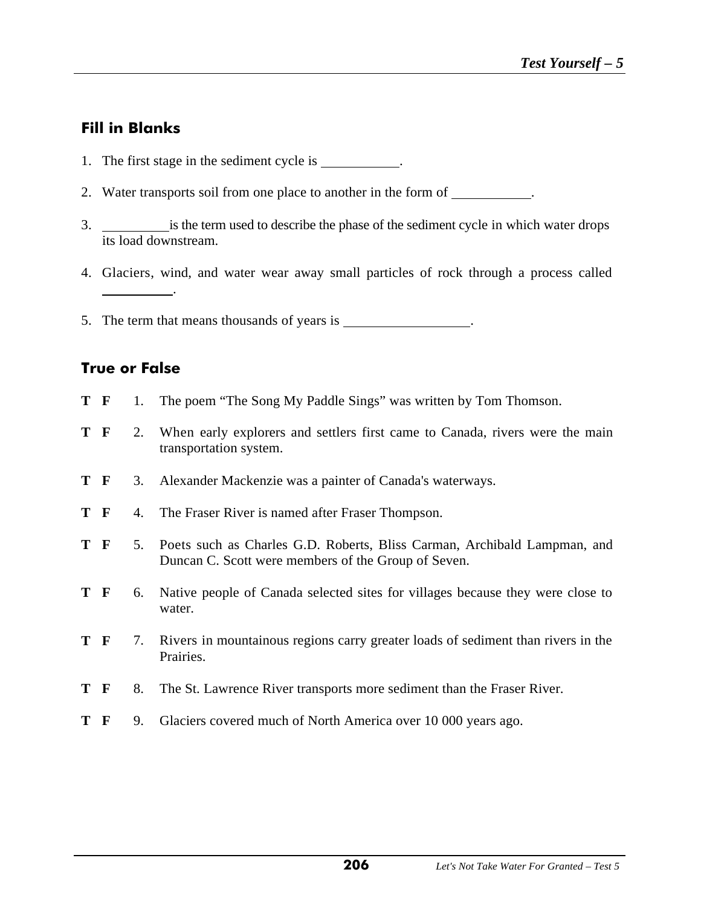## Fill in Blanks

1. The first stage in the sediment cycle is ___________.

2. Water transports soil from one place to another in the form of ___________.

3. __________ is the term used to describe the phase of the sediment cycle in which water drops its load downstream.

4. Glaciers, wind, and water wear away small particles of rock through a process called __________.

5. The term that means thousands of years is __________________.

## True or False

**T F** 1. The poem “The Song My Paddle Sings” was written by Tom Thomson.

**T F** 2. When early explorers and settlers first came to Canada, rivers were the main transportation system.

**T F** 3. Alexander Mackenzie was a painter of Canada's waterways.

**T F** 4. The Fraser River is named after Fraser Thompson.

**T F** 5. Poets such as Charles G.D. Roberts, Bliss Carman, Archibald Lampman, and Duncan C. Scott were members of the Group of Seven.

**T F** 6. Native people of Canada selected sites for villages because they were close to water.

**T F** 7. Rivers in mountainous regions carry greater loads of sediment than rivers in the Prairies.

**T F** 8. The St. Lawrence River transports more sediment than the Fraser River.

**T F** 9. Glaciers covered much of North America over 10 000 years ago.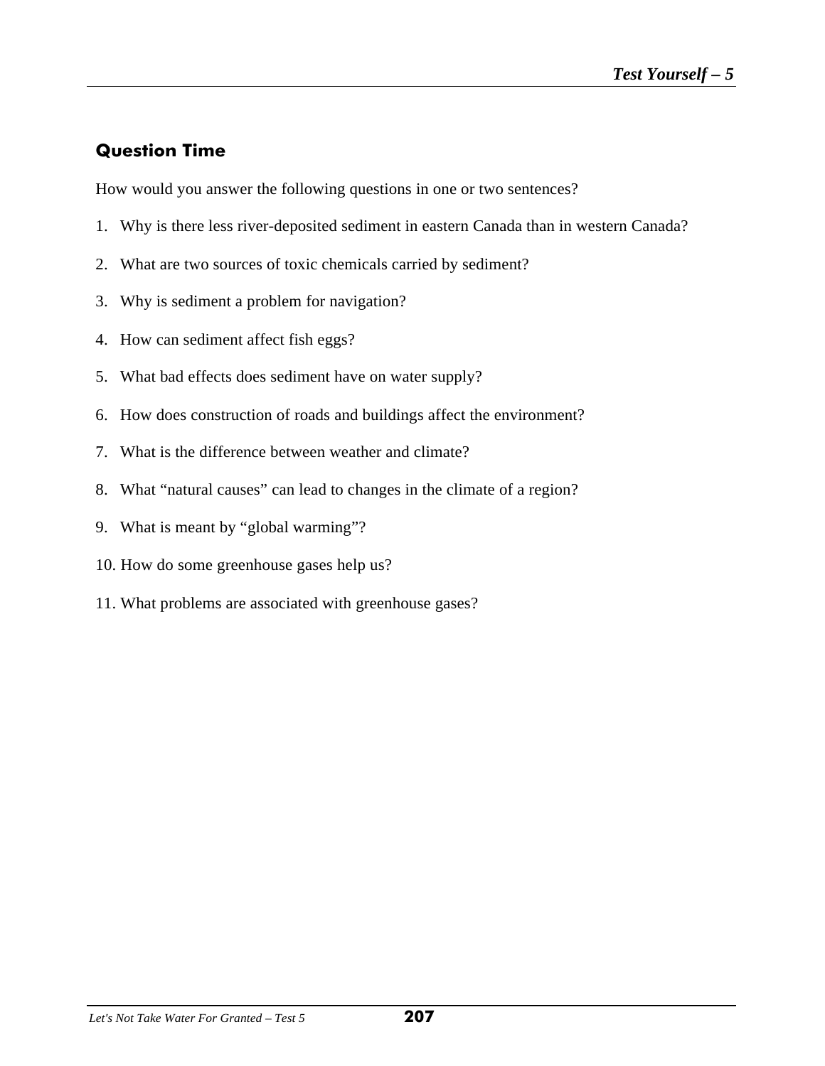## Question Time

How would you answer the following questions in one or two sentences?

1. Why is there less river-deposited sediment in eastern Canada than in western Canada?
2. What are two sources of toxic chemicals carried by sediment?
3. Why is sediment a problem for navigation?
4. How can sediment affect fish eggs?
5. What bad effects does sediment have on water supply?
6. How does construction of roads and buildings affect the environment?
7. What is the difference between weather and climate?
8. What “natural causes” can lead to changes in the climate of a region?
9. What is meant by “global warming”?
10. How do some greenhouse gases help us?
11. What problems are associated with greenhouse gases?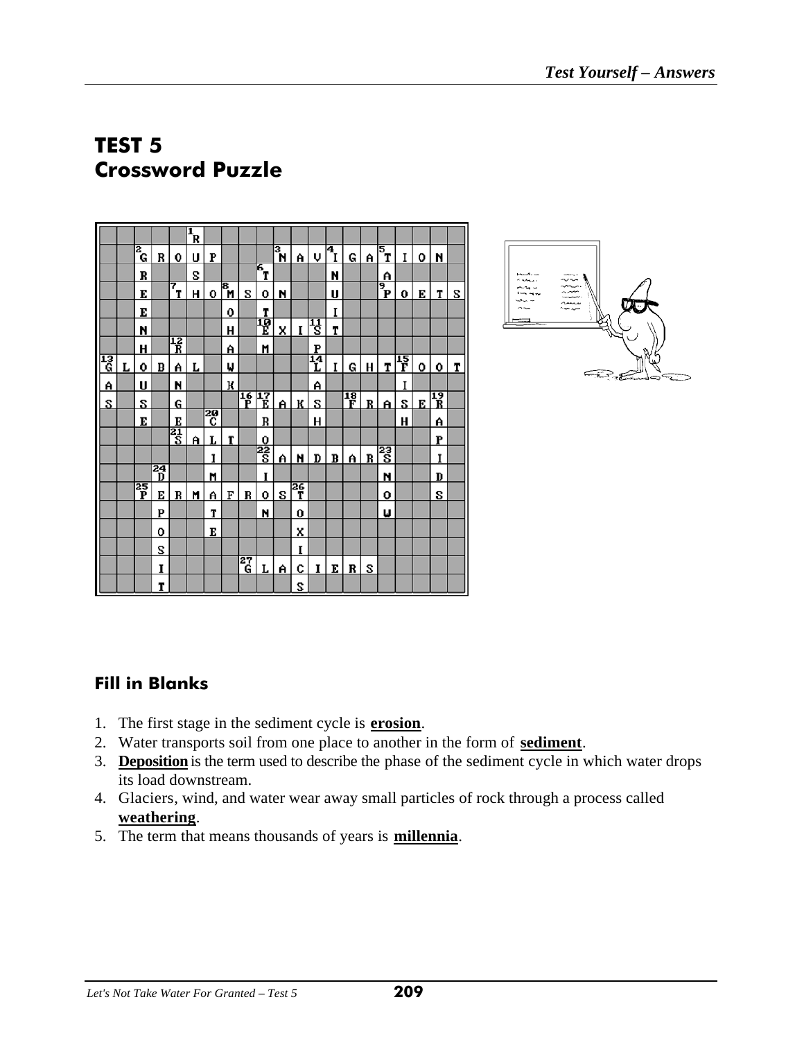# TEST 5
## Crossword Puzzle

### Fill in Blanks

1. The first stage in the sediment cycle is **erosion**.
2. Water transports soil from one place to another in the form of **sediment**.
3. **Deposition** is the term used to describe the phase of the sediment cycle in which water drops its load downstream.
4. Glaciers, wind, and water wear away small particles of rock through a process called **weathering**.
5. The term that means thousands of years is **millennia**.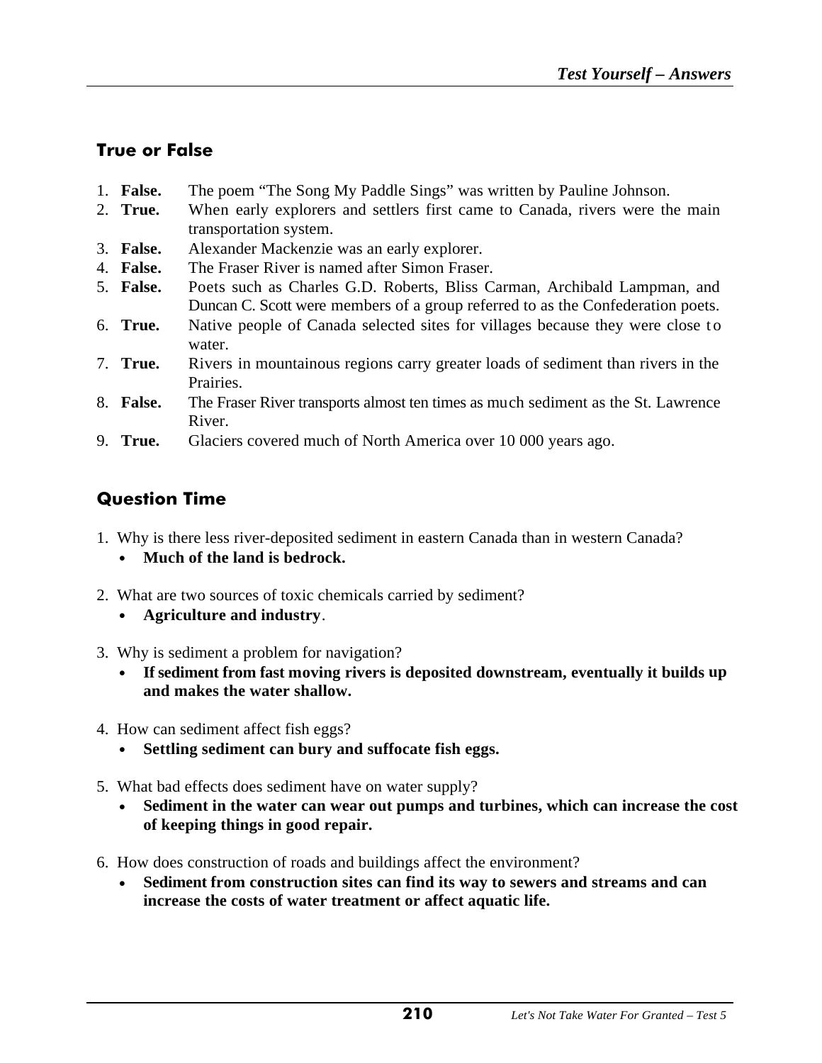## True or False

1. **False.** The poem "The Song My Paddle Sings" was written by Pauline Johnson.
2. **True.** When early explorers and settlers first came to Canada, rivers were the main transportation system.
3. **False.** Alexander Mackenzie was an early explorer.
4. **False.** The Fraser River is named after Simon Fraser.
5. **False.** Poets such as Charles G.D. Roberts, Bliss Carman, Archibald Lampman, and Duncan C. Scott were members of a group referred to as the Confederation poets.
6. **True.** Native people of Canada selected sites for villages because they were close to water.
7. **True.** Rivers in mountainous regions carry greater loads of sediment than rivers in the Prairies.
8. **False.** The Fraser River transports almost ten times as much sediment as the St. Lawrence River.
9. **True.** Glaciers covered much of North America over 10 000 years ago.

## Question Time

1. Why is there less river-deposited sediment in eastern Canada than in western Canada?
   - **Much of the land is bedrock.**
2. What are two sources of toxic chemicals carried by sediment?
   - **Agriculture and industry**.
3. Why is sediment a problem for navigation?
   - **If sediment from fast moving rivers is deposited downstream, eventually it builds up and makes the water shallow.**
4. How can sediment affect fish eggs?
   - **Settling sediment can bury and suffocate fish eggs.**
5. What bad effects does sediment have on water supply?
   - **Sediment in the water can wear out pumps and turbines, which can increase the cost of keeping things in good repair.**
6. How does construction of roads and buildings affect the environment?
   - **Sediment from construction sites can find its way to sewers and streams and can increase the costs of water treatment or affect aquatic life.**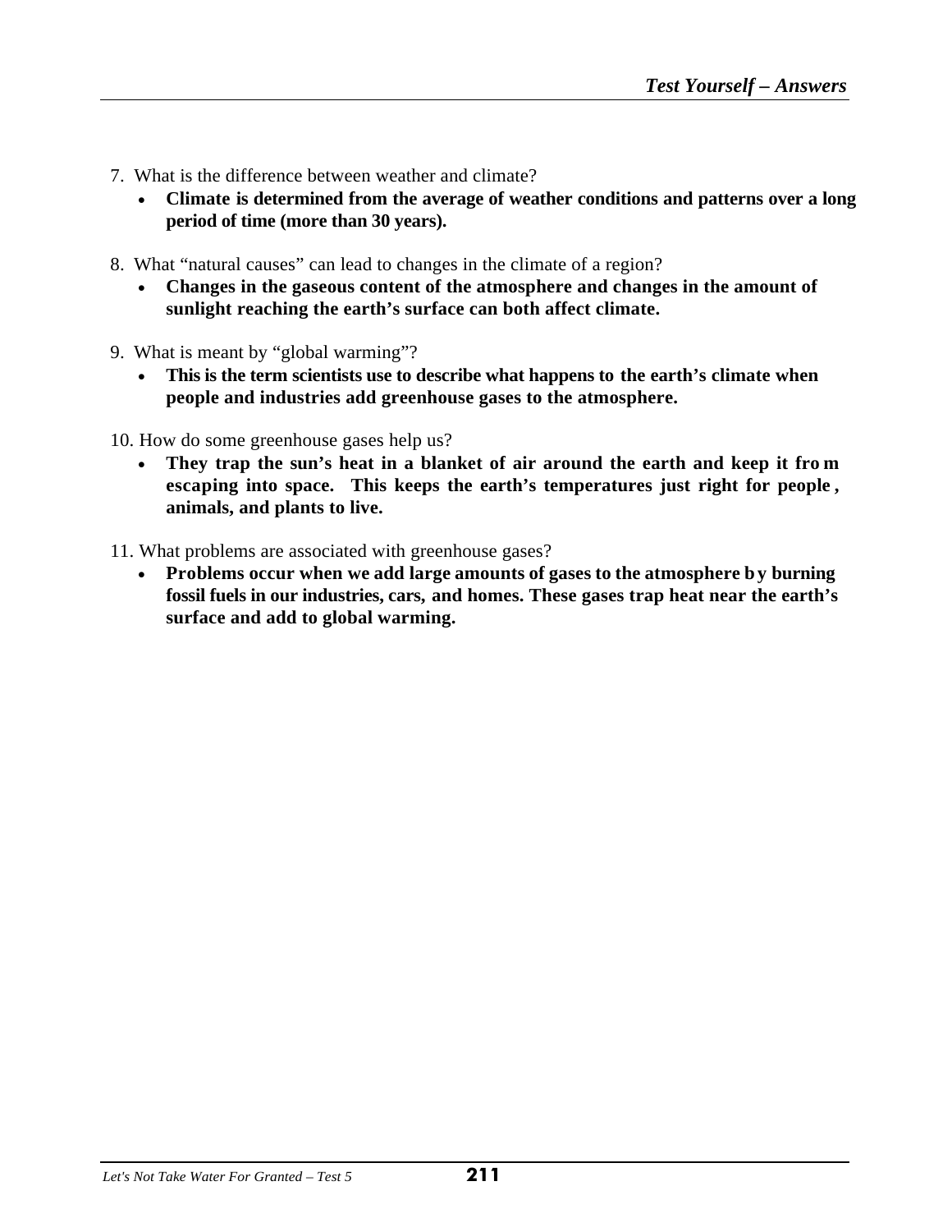7. What is the difference between weather and climate?
   - **Climate is determined from the average of weather conditions and patterns over a long period of time (more than 30 years).**

8. What "natural causes" can lead to changes in the climate of a region?
   - **Changes in the gaseous content of the atmosphere and changes in the amount of sunlight reaching the earth's surface can both affect climate.**

9. What is meant by "global warming"?
   - **This is the term scientists use to describe what happens to the earth's climate when people and industries add greenhouse gases to the atmosphere.**

10. How do some greenhouse gases help us?
    - **They trap the sun's heat in a blanket of air around the earth and keep it from escaping into space. This keeps the earth's temperatures just right for people, animals, and plants to live.**

11. What problems are associated with greenhouse gases?
    - **Problems occur when we add large amounts of gases to the atmosphere by burning fossil fuels in our industries, cars, and homes. These gases trap heat near the earth's surface and add to global warming.**